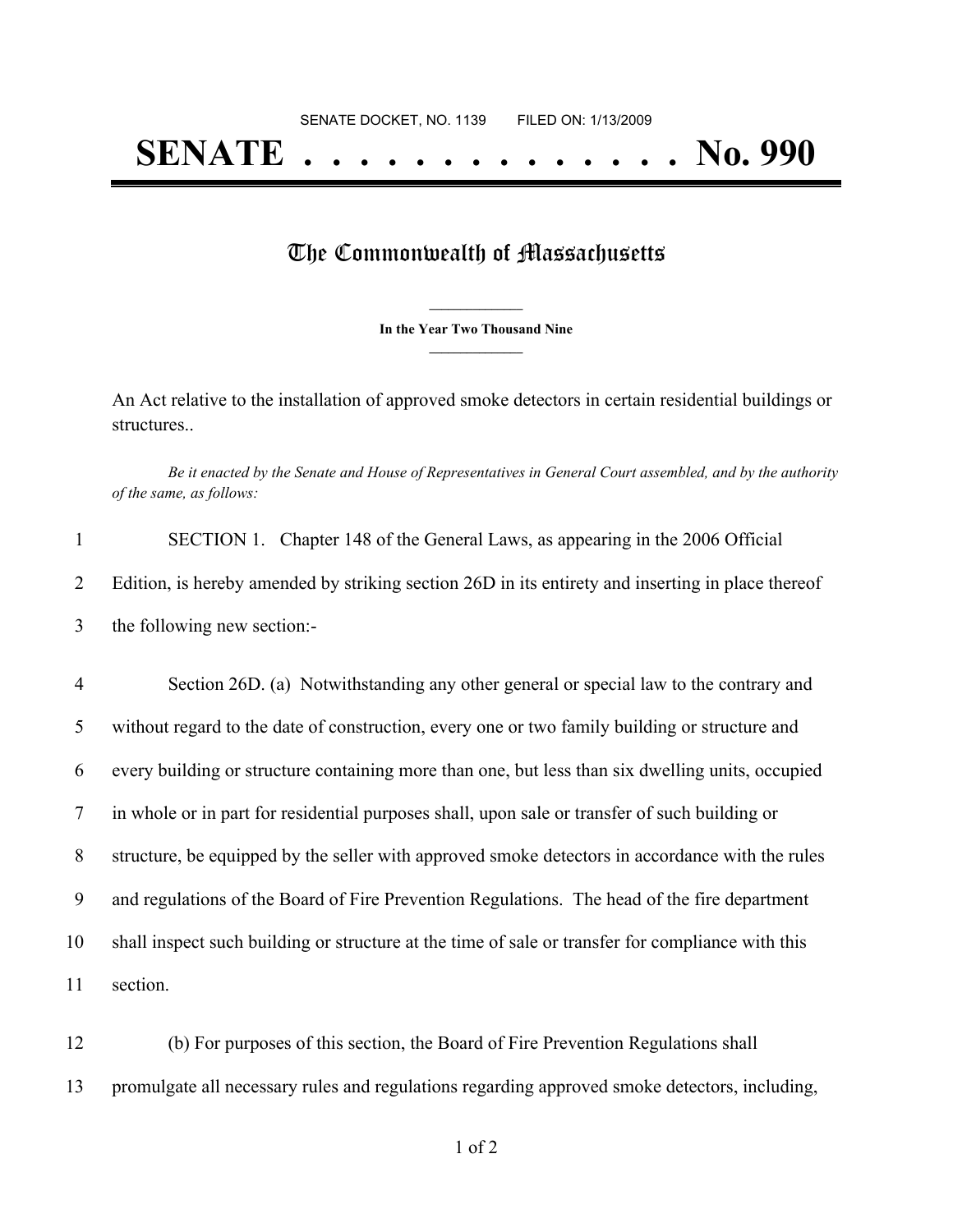SENATE DOCKET, NO. 1139        FILED ON: 1/13/2009

# SENATE . . . . . . . . . . . . . . No. 990

## The Commonwealth of Massachusetts

**In the Year Two Thousand Nine**

An Act relative to the installation of approved smoke detectors in certain residential buildings or structures..

*Be it enacted by the Senate and House of Representatives in General Court assembled, and by the authority of the same, as follows:*

1 SECTION 1. Chapter 148 of the General Laws, as appearing in the 2006 Official
2 Edition, is hereby amended by striking section 26D in its entirety and inserting in place thereof
3 the following new section:-

4 Section 26D. (a) Notwithstanding any other general or special law to the contrary and
5 without regard to the date of construction, every one or two family building or structure and
6 every building or structure containing more than one, but less than six dwelling units, occupied
7 in whole or in part for residential purposes shall, upon sale or transfer of such building or
8 structure, be equipped by the seller with approved smoke detectors in accordance with the rules
9 and regulations of the Board of Fire Prevention Regulations. The head of the fire department
10 shall inspect such building or structure at the time of sale or transfer for compliance with this
11 section.

12 (b) For purposes of this section, the Board of Fire Prevention Regulations shall
13 promulgate all necessary rules and regulations regarding approved smoke detectors, including,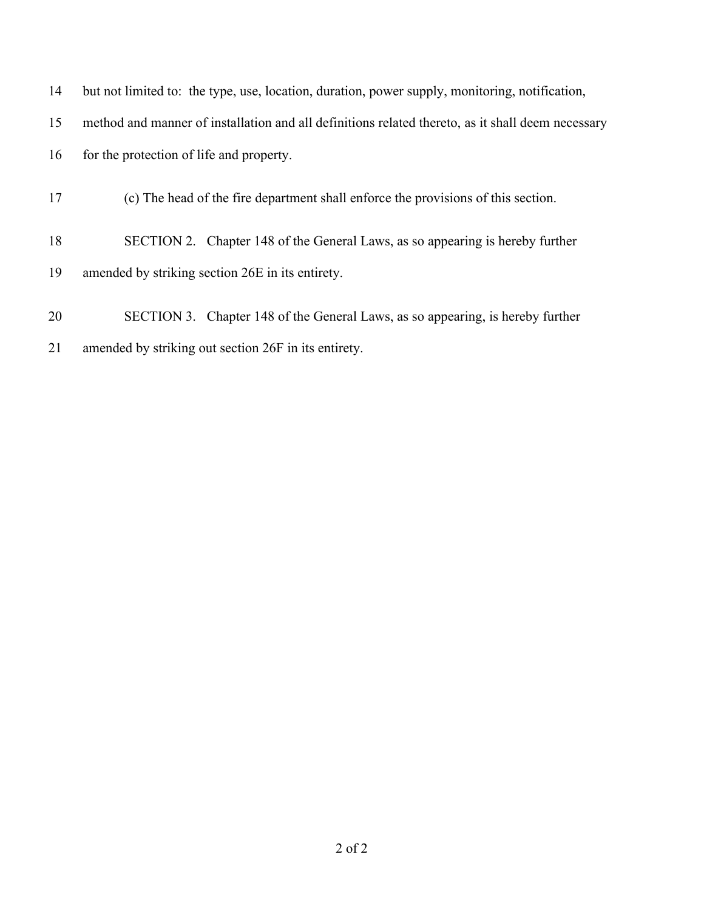but not limited to: the type, use, location, duration, power supply, monitoring, notification, method and manner of installation and all definitions related thereto, as it shall deem necessary for the protection of life and property.

(c) The head of the fire department shall enforce the provisions of this section.

SECTION 2. Chapter 148 of the General Laws, as so appearing is hereby further amended by striking section 26E in its entirety.

SECTION 3. Chapter 148 of the General Laws, as so appearing, is hereby further amended by striking out section 26F in its entirety.